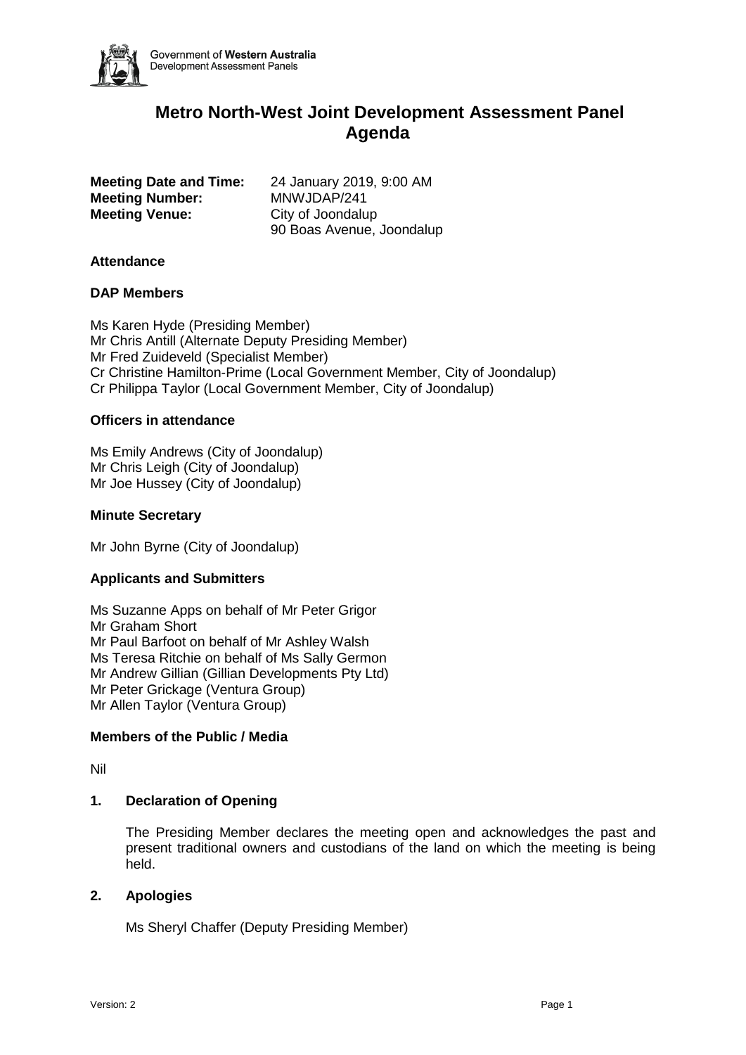Government of **Western Australia**
Development Assessment Panels

# Metro North-West Joint Development Assessment Panel Agenda

| | |
|---|---|
| **Meeting Date and Time:** | 24 January 2019, 9:00 AM |
| **Meeting Number:** | MNWJDAP/241 |
| **Meeting Venue:** | City of Joondalup<br>90 Boas Avenue, Joondalup |

**Attendance**

**DAP Members**

Ms Karen Hyde (Presiding Member)
Mr Chris Antill (Alternate Deputy Presiding Member)
Mr Fred Zuideveld (Specialist Member)
Cr Christine Hamilton-Prime (Local Government Member, City of Joondalup)
Cr Philippa Taylor (Local Government Member, City of Joondalup)

**Officers in attendance**

Ms Emily Andrews (City of Joondalup)
Mr Chris Leigh (City of Joondalup)
Mr Joe Hussey (City of Joondalup)

**Minute Secretary**

Mr John Byrne (City of Joondalup)

**Applicants and Submitters**

Ms Suzanne Apps on behalf of Mr Peter Grigor
Mr Graham Short
Mr Paul Barfoot on behalf of Mr Ashley Walsh
Ms Teresa Ritchie on behalf of Ms Sally Germon
Mr Andrew Gillian (Gillian Developments Pty Ltd)
Mr Peter Grickage (Ventura Group)
Mr Allen Taylor (Ventura Group)

**Members of the Public / Media**

Nil

## 1. Declaration of Opening

The Presiding Member declares the meeting open and acknowledges the past and present traditional owners and custodians of the land on which the meeting is being held.

## 2. Apologies

Ms Sheryl Chaffer (Deputy Presiding Member)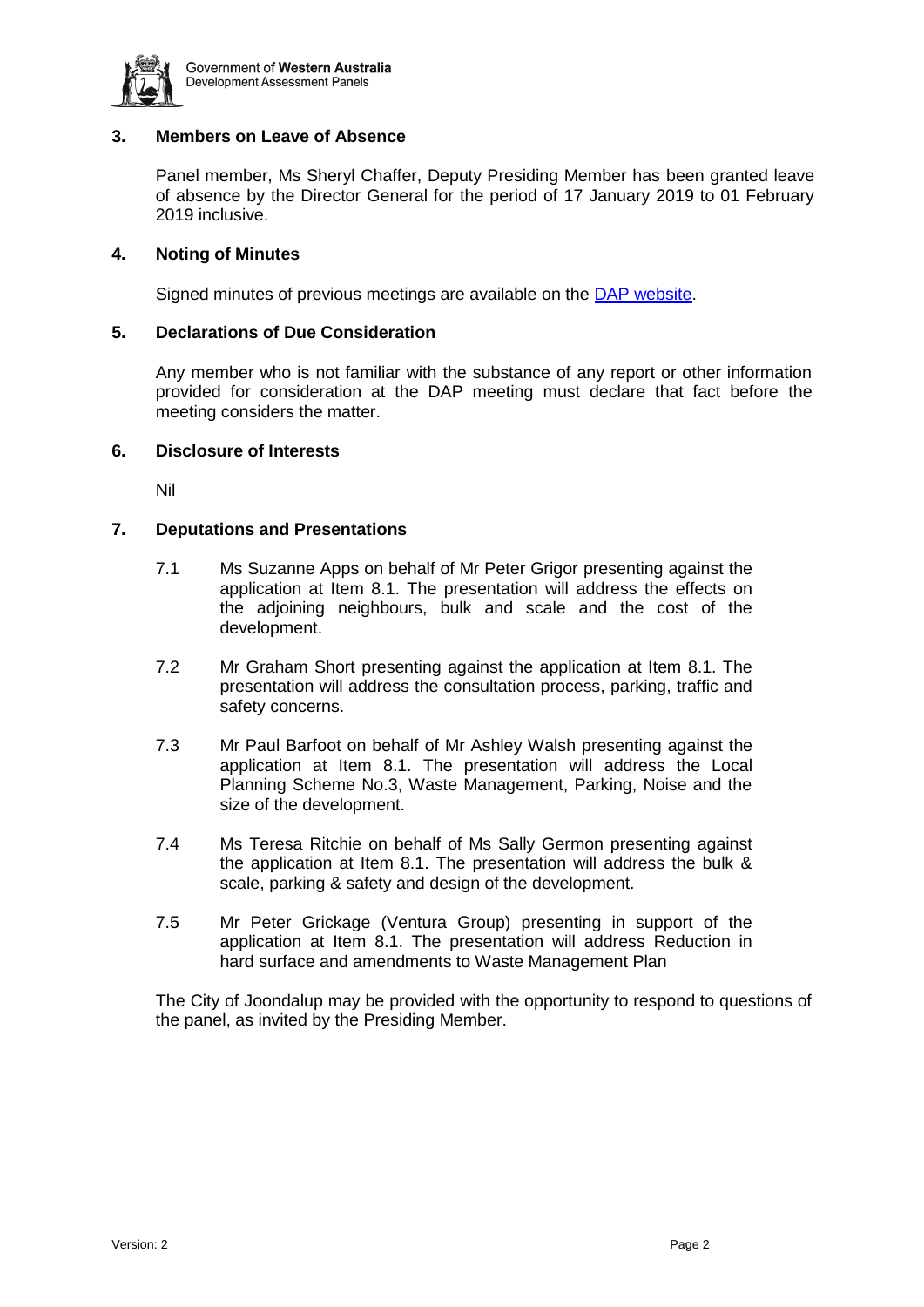### 3. Members on Leave of Absence

Panel member, Ms Sheryl Chaffer, Deputy Presiding Member has been granted leave of absence by the Director General for the period of 17 January 2019 to 01 February 2019 inclusive.

### 4. Noting of Minutes

Signed minutes of previous meetings are available on the [DAP website](#).

### 5. Declarations of Due Consideration

Any member who is not familiar with the substance of any report or other information provided for consideration at the DAP meeting must declare that fact before the meeting considers the matter.

### 6. Disclosure of Interests

Nil

### 7. Deputations and Presentations

7.1 Ms Suzanne Apps on behalf of Mr Peter Grigor presenting against the application at Item 8.1. The presentation will address the effects on the adjoining neighbours, bulk and scale and the cost of the development.

7.2 Mr Graham Short presenting against the application at Item 8.1. The presentation will address the consultation process, parking, traffic and safety concerns.

7.3 Mr Paul Barfoot on behalf of Mr Ashley Walsh presenting against the application at Item 8.1. The presentation will address the Local Planning Scheme No.3, Waste Management, Parking, Noise and the size of the development.

7.4 Ms Teresa Ritchie on behalf of Ms Sally Germon presenting against the application at Item 8.1. The presentation will address the bulk & scale, parking & safety and design of the development.

7.5 Mr Peter Grickage (Ventura Group) presenting in support of the application at Item 8.1. The presentation will address Reduction in hard surface and amendments to Waste Management Plan

The City of Joondalup may be provided with the opportunity to respond to questions of the panel, as invited by the Presiding Member.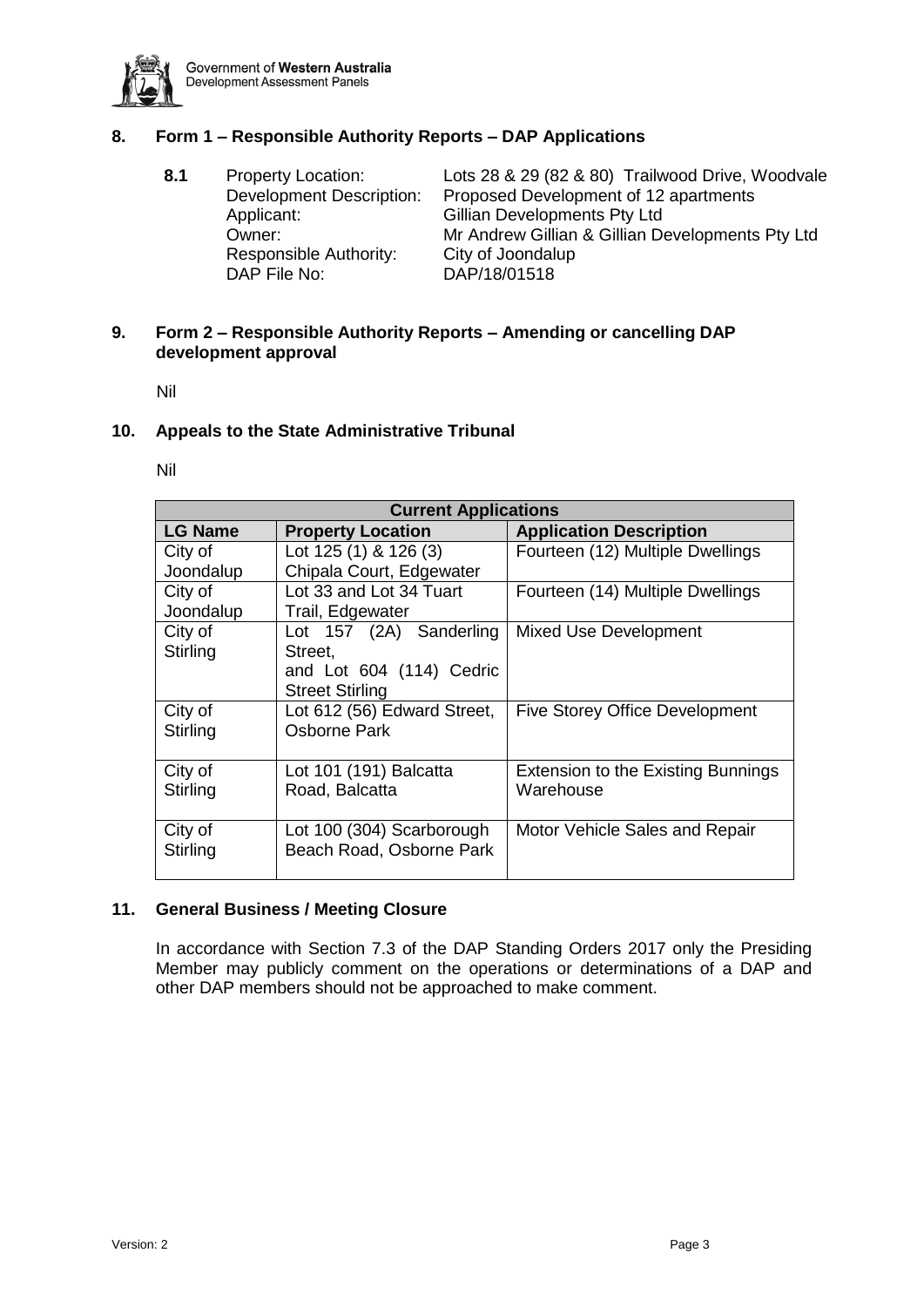## 8. Form 1 – Responsible Authority Reports – DAP Applications

**8.1**

| | |
|---|---|
| Property Location: | Lots 28 & 29 (82 & 80) Trailwood Drive, Woodvale |
| Development Description: | Proposed Development of 12 apartments |
| Applicant: | Gillian Developments Pty Ltd |
| Owner: | Mr Andrew Gillian & Gillian Developments Pty Ltd |
| Responsible Authority: | City of Joondalup |
| DAP File No: | DAP/18/01518 |

## 9. Form 2 – Responsible Authority Reports – Amending or cancelling DAP development approval

Nil

## 10. Appeals to the State Administrative Tribunal

Nil

| Current Applications | | |
|---|---|---|
| **LG Name** | **Property Location** | **Application Description** |
| City of Joondalup | Lot 125 (1) & 126 (3) Chipala Court, Edgewater | Fourteen (12) Multiple Dwellings |
| City of Joondalup | Lot 33 and Lot 34 Tuart Trail, Edgewater | Fourteen (14) Multiple Dwellings |
| City of Stirling | Lot 157 (2A) Sanderling Street, and Lot 604 (114) Cedric Street Stirling | Mixed Use Development |
| City of Stirling | Lot 612 (56) Edward Street, Osborne Park | Five Storey Office Development |
| City of Stirling | Lot 101 (191) Balcatta Road, Balcatta | Extension to the Existing Bunnings Warehouse |
| City of Stirling | Lot 100 (304) Scarborough Beach Road, Osborne Park | Motor Vehicle Sales and Repair |

## 11. General Business / Meeting Closure

In accordance with Section 7.3 of the DAP Standing Orders 2017 only the Presiding Member may publicly comment on the operations or determinations of a DAP and other DAP members should not be approached to make comment.